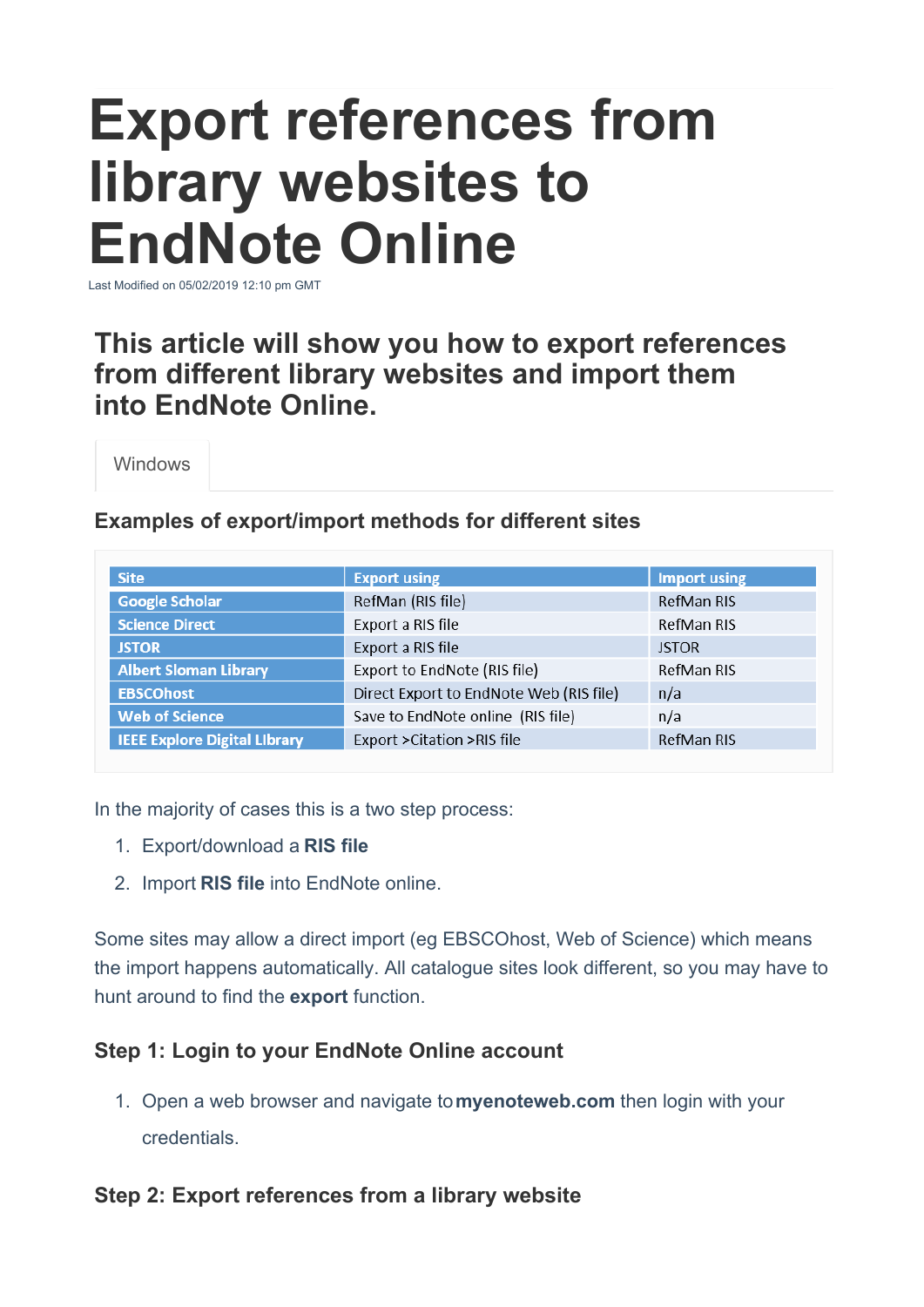# Export references from library websites to EndNote Online

Last Modified on 05/02/2019 12:10 pm GMT

## This article will show you how to export references from different library websites and import them into EndNote Online.

Windows

### Examples of export/import methods for different sites

| Site | Export using | Import using |
|---|---|---|
| Google Scholar | RefMan (RIS file) | RefMan RIS |
| Science Direct | Export a RIS file | RefMan RIS |
| JSTOR | Export a RIS file | JSTOR |
| Albert Sloman Library | Export to EndNote (RIS file) | RefMan RIS |
| EBSCOhost | Direct Export to EndNote Web (RIS file) | n/a |
| Web of Science | Save to EndNote online (RIS file) | n/a |
| IEEE Explore Digital Library | Export >Citation >RIS file | RefMan RIS |

In the majority of cases this is a two step process:

1. Export/download a **RIS file**
2. Import **RIS file** into EndNote online.

Some sites may allow a direct import (eg EBSCOhost, Web of Science) which means the import happens automatically. All catalogue sites look different, so you may have to hunt around to find the **export** function.

### Step 1: Login to your EndNote Online account

1. Open a web browser and navigate to **myenoteweb.com** then login with your credentials.

### Step 2: Export references from a library website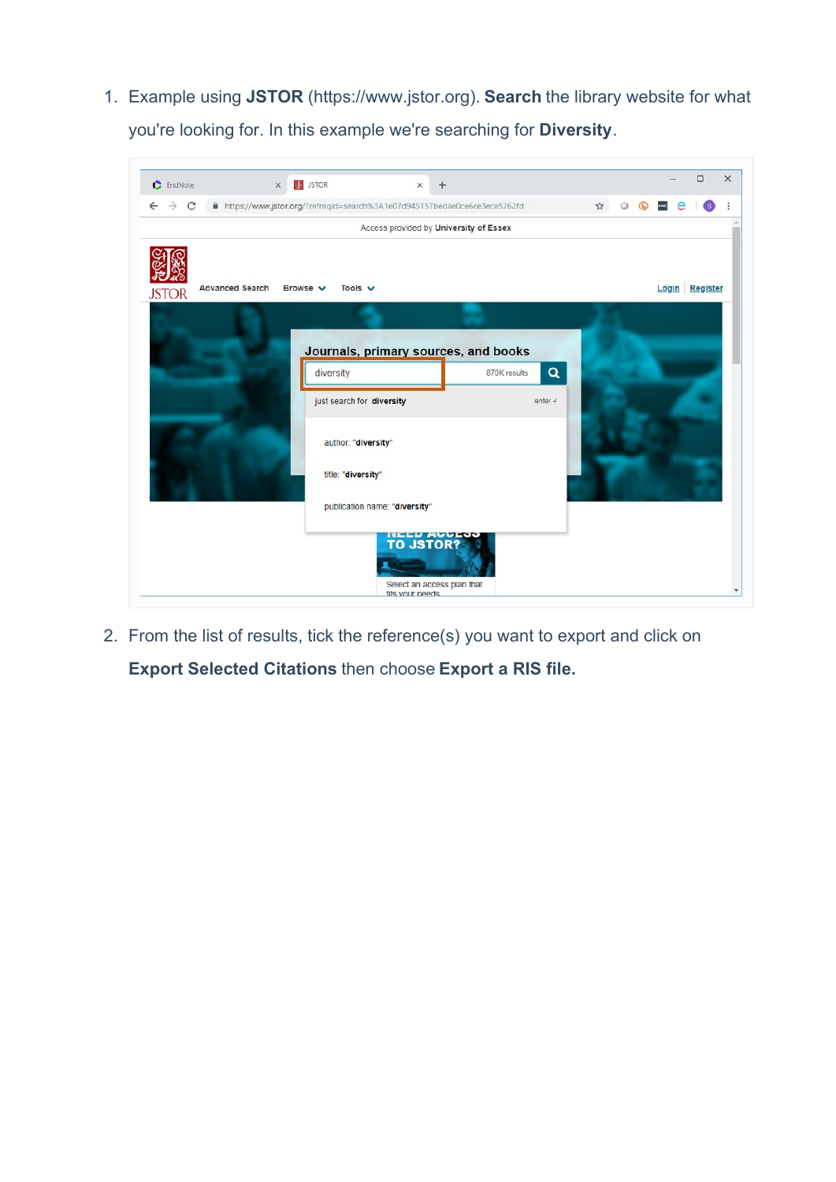1. Example using **JSTOR** (https://www.jstor.org). **Search** the library website for what you're looking for. In this example we're searching for **Diversity**.

2. From the list of results, tick the reference(s) you want to export and click on **Export Selected Citations** then choose **Export a RIS file.**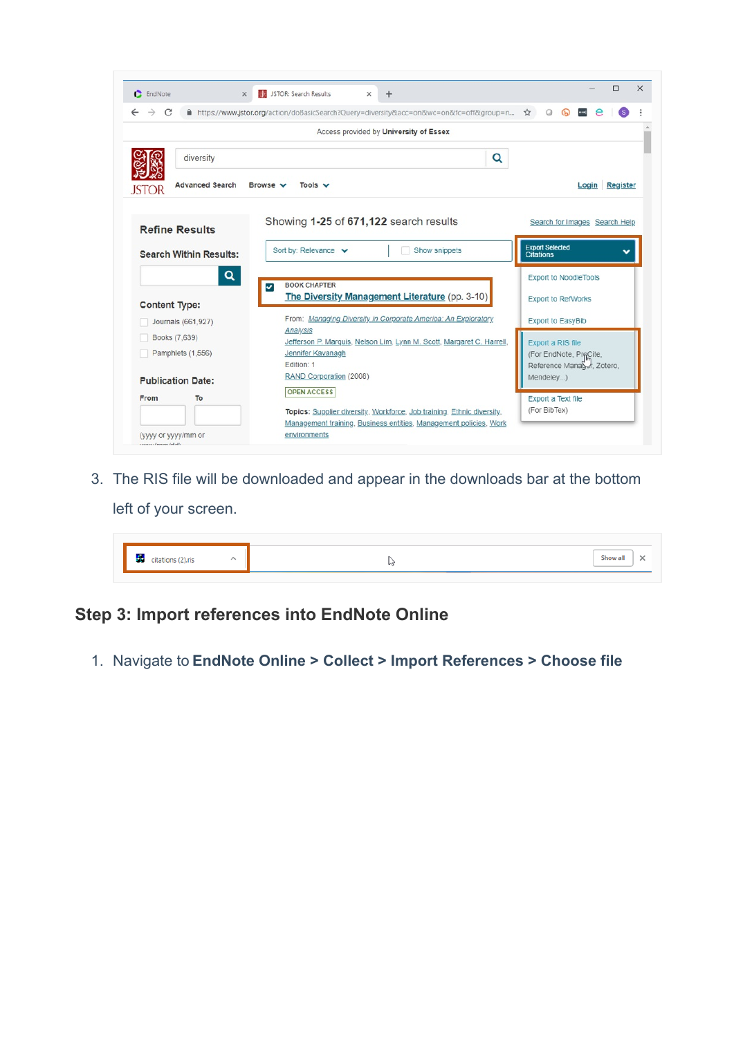3. The RIS file will be downloaded and appear in the downloads bar at the bottom left of your screen.

## Step 3: Import references into EndNote Online

1. Navigate to **EndNote Online > Collect > Import References > Choose file**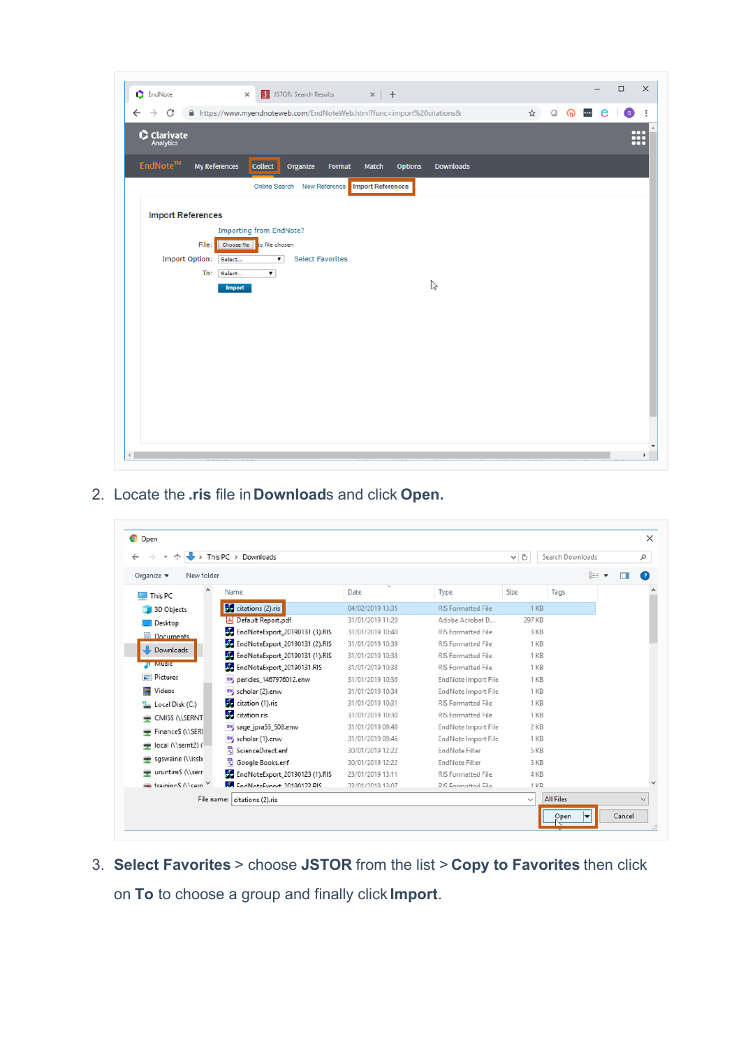2. Locate the **.ris** file in **Downloads** and click **Open.**

3. **Select Favorites** > choose **JSTOR** from the list > **Copy to Favorites** then click on **To** to choose a group and finally click **Import**.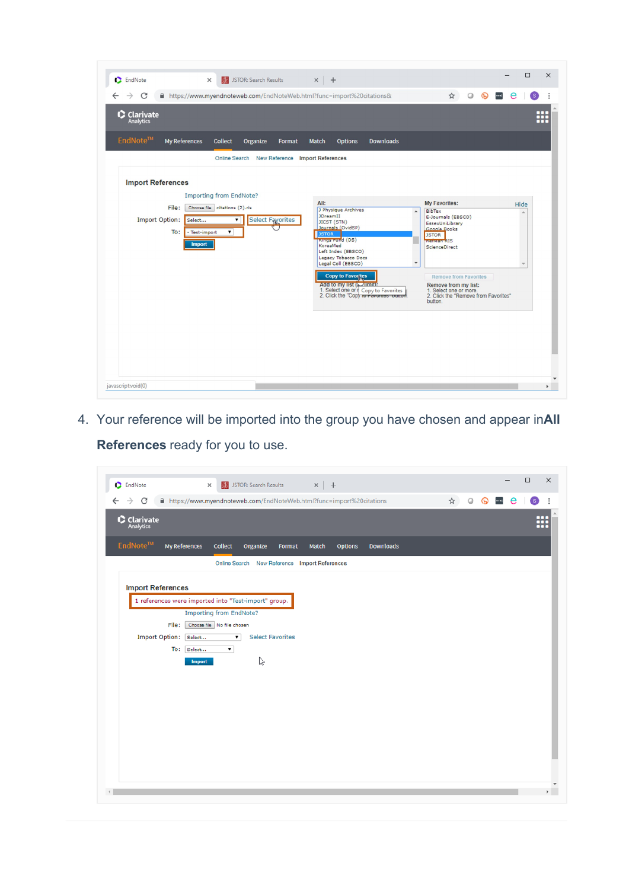4. Your reference will be imported into the group you have chosen and appear in **All References** ready for you to use.